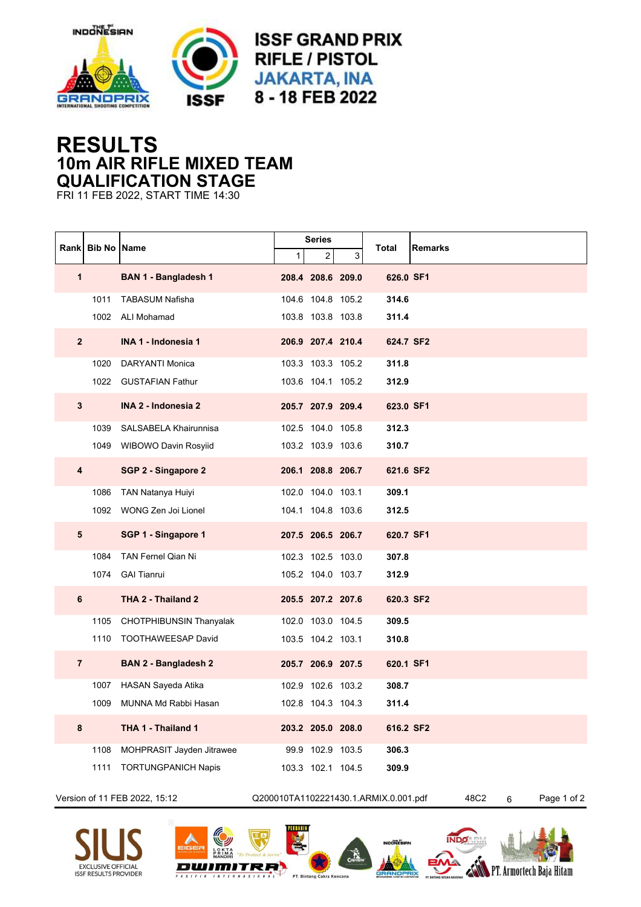ISSF GRAND PRIX
RIFLE / PISTOL
JAKARTA, INA
8 - 18 FEB 2022

# RESULTS
## 10m AIR RIFLE MIXED TEAM
## QUALIFICATION STAGE

FRI 11 FEB 2022, START TIME 14:30

| Rank | Bib No | Name | Series 1 | Series 2 | Series 3 | Total | Remarks |
|---|---|---|---|---|---|---|---|
| **1** | | **BAN 1 - Bangladesh 1** | **208.4** | **208.6** | **209.0** | **626.0** | **SF1** |
| | 1011 | TABASUM Nafisha | 104.6 | 104.8 | 105.2 | **314.6** | |
| | 1002 | ALI Mohamad | 103.8 | 103.8 | 103.8 | **311.4** | |
| **2** | | **INA 1 - Indonesia 1** | **206.9** | **207.4** | **210.4** | **624.7** | **SF2** |
| | 1020 | DARYANTI Monica | 103.3 | 103.3 | 105.2 | **311.8** | |
| | 1022 | GUSTAFIAN Fathur | 103.6 | 104.1 | 105.2 | **312.9** | |
| **3** | | **INA 2 - Indonesia 2** | **205.7** | **207.9** | **209.4** | **623.0** | **SF1** |
| | 1039 | SALSABELA Khairunnisa | 102.5 | 104.0 | 105.8 | **312.3** | |
| | 1049 | WIBOWO Davin Rosyiid | 103.2 | 103.9 | 103.6 | **310.7** | |
| **4** | | **SGP 2 - Singapore 2** | **206.1** | **208.8** | **206.7** | **621.6** | **SF2** |
| | 1086 | TAN Natanya Huiyi | 102.0 | 104.0 | 103.1 | **309.1** | |
| | 1092 | WONG Zen Joi Lionel | 104.1 | 104.8 | 103.6 | **312.5** | |
| **5** | | **SGP 1 - Singapore 1** | **207.5** | **206.5** | **206.7** | **620.7** | **SF1** |
| | 1084 | TAN Fernel Qian Ni | 102.3 | 102.5 | 103.0 | **307.8** | |
| | 1074 | GAI Tianrui | 105.2 | 104.0 | 103.7 | **312.9** | |
| **6** | | **THA 2 - Thailand 2** | **205.5** | **207.2** | **207.6** | **620.3** | **SF2** |
| | 1105 | CHOTPHIBUNSIN Thanyalak | 102.0 | 103.0 | 104.5 | **309.5** | |
| | 1110 | TOOTHAWEESAP David | 103.5 | 104.2 | 103.1 | **310.8** | |
| **7** | | **BAN 2 - Bangladesh 2** | **205.7** | **206.9** | **207.5** | **620.1** | **SF1** |
| | 1007 | HASAN Sayeda Atika | 102.9 | 102.6 | 103.2 | **308.7** | |
| | 1009 | MUNNA Md Rabbi Hasan | 102.8 | 104.3 | 104.3 | **311.4** | |
| **8** | | **THA 1 - Thailand 1** | **203.2** | **205.0** | **208.0** | **616.2** | **SF2** |
| | 1108 | MOHPRASIT Jayden Jitrawee | 99.9 | 102.9 | 103.5 | **306.3** | |
| | 1111 | TORTUNGPANICH Napis | 103.3 | 102.1 | 104.5 | **309.9** | |

Version of 11 FEB 2022, 15:12 Q200010TA1102221430.1.ARMIX.0.001.pdf 48C2 6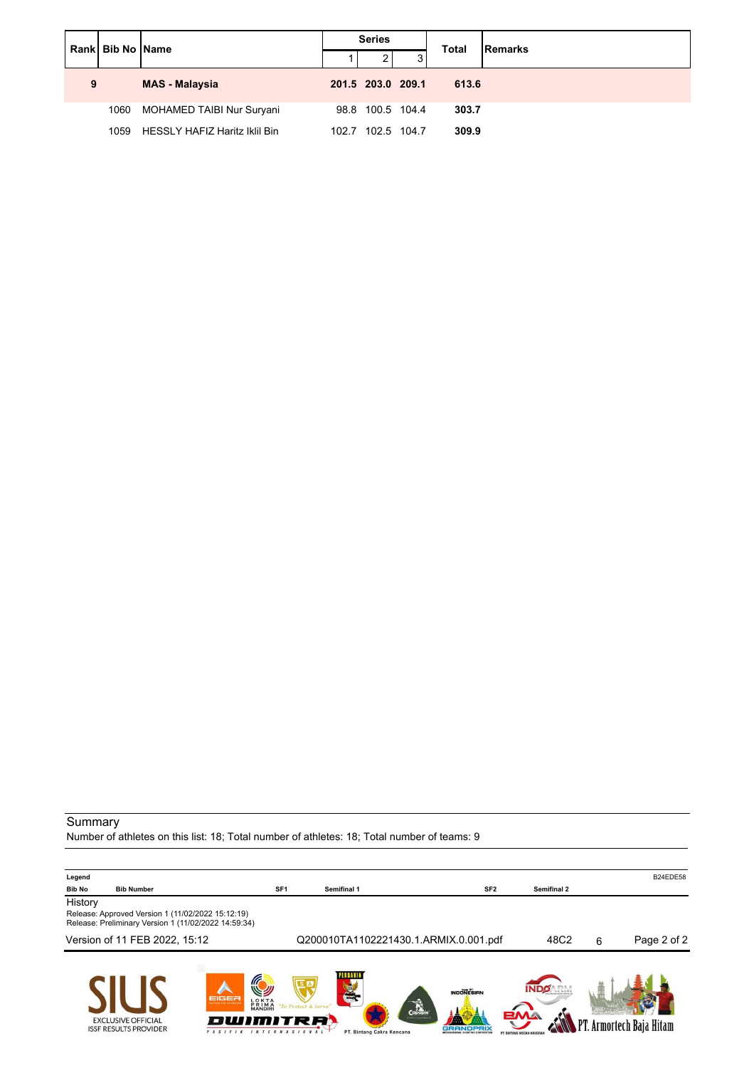| Rank | Bib No | Name | Series | | | Total | Remarks |
|---|---|---|---|---|---|---|---|
| | | | 1 | 2 | 3 | | |
| **9** | | **MAS - Malaysia** | **201.5** | **203.0** | **209.1** | **613.6** | |
| | 1060 | MOHAMED TAIBI Nur Suryani | 98.8 | 100.5 | 104.4 | **303.7** | |
| | 1059 | HESSLY HAFIZ Haritz Iklil Bin | 102.7 | 102.5 | 104.7 | **309.9** | |

Summary

Number of athletes on this list: 18; Total number of athletes: 18; Total number of teams: 9

**Legend**

| Bib No | Bib Number | SF1 | Semifinal 1 | SF2 | Semifinal 2 |
|---|---|---|---|---|---|

B24EDE58

History

Release: Approved Version 1 (11/02/2022 15:12:19)

Release: Preliminary Version 1 (11/02/2022 14:59:34)

Version of 11 FEB 2022, 15:12 | Q200010TA1102221430.1.ARMIX.0.001.pdf | 48C2 | 6

SIUS EXCLUSIVE OFFICIAL ISSF RESULTS PROVIDER

EIGER · LOKTA PRIMA MANDIRI · "To Protect & Serve" · PERBAKIN · DWIMITRA PASIFIK INTERNASIONAL · PT. Bintang Cakra Kencana · INDONESIAN GRANDPRIX · INDOARM · BMA PT. BINTANG MEGAH ANUGERAH · PT. Armortech Baja Hitam